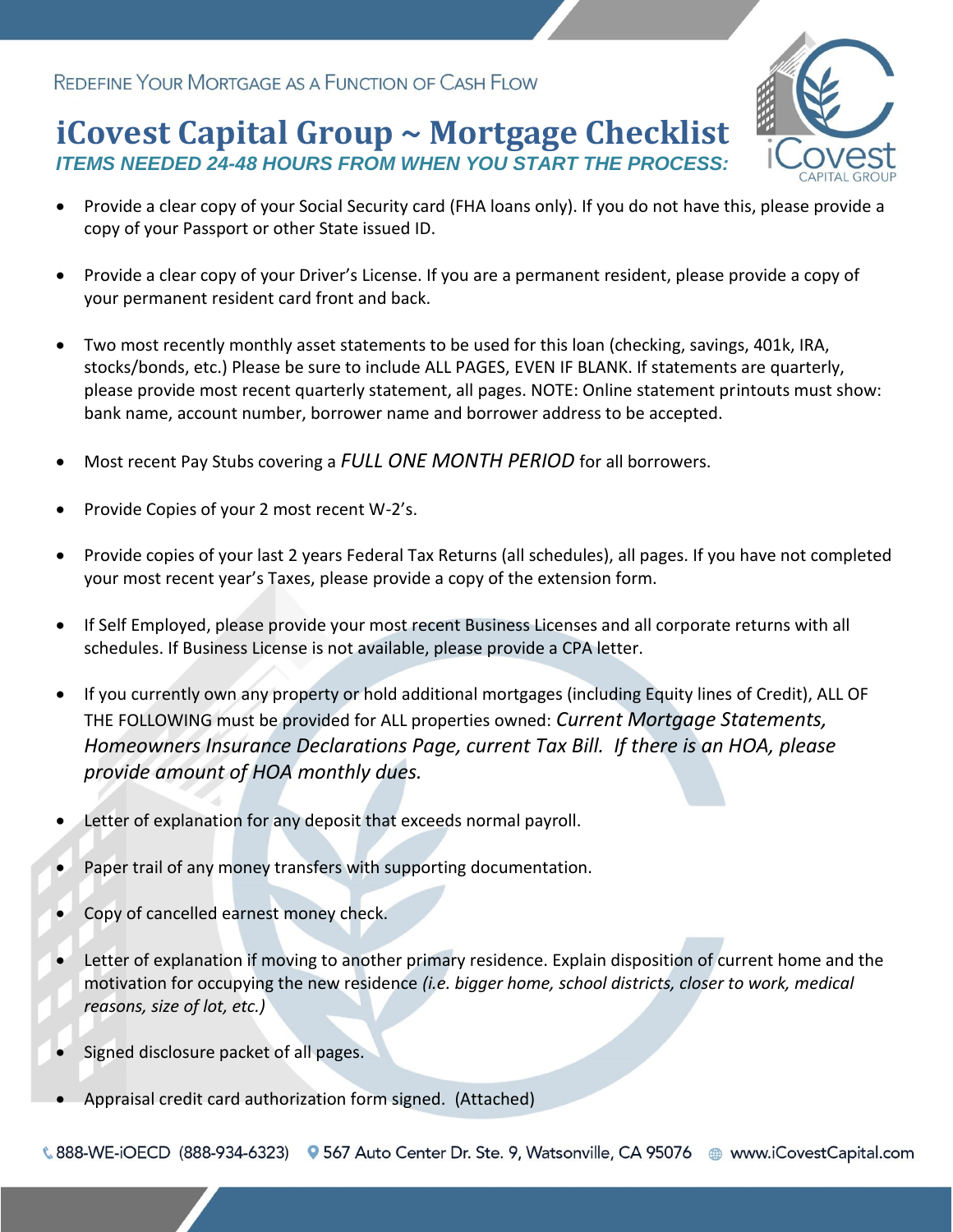REDEFINE YOUR MORTGAGE AS A FUNCTION OF CASH FLOW

# iCovest Capital Group ~ Mortgage Checklist

***ITEMS NEEDED 24-48 HOURS FROM WHEN YOU START THE PROCESS:***

- Provide a clear copy of your Social Security card (FHA loans only). If you do not have this, please provide a copy of your Passport or other State issued ID.
- Provide a clear copy of your Driver's License. If you are a permanent resident, please provide a copy of your permanent resident card front and back.
- Two most recently monthly asset statements to be used for this loan (checking, savings, 401k, IRA, stocks/bonds, etc.) Please be sure to include ALL PAGES, EVEN IF BLANK. If statements are quarterly, please provide most recent quarterly statement, all pages. NOTE: Online statement printouts must show: bank name, account number, borrower name and borrower address to be accepted.
- Most recent Pay Stubs covering a *FULL ONE MONTH PERIOD* for all borrowers.
- Provide Copies of your 2 most recent W-2's.
- Provide copies of your last 2 years Federal Tax Returns (all schedules), all pages. If you have not completed your most recent year's Taxes, please provide a copy of the extension form.
- If Self Employed, please provide your most recent Business Licenses and all corporate returns with all schedules. If Business License is not available, please provide a CPA letter.
- If you currently own any property or hold additional mortgages (including Equity lines of Credit), ALL OF THE FOLLOWING must be provided for ALL properties owned: *Current Mortgage Statements, Homeowners Insurance Declarations Page, current Tax Bill. If there is an HOA, please provide amount of HOA monthly dues.*
- Letter of explanation for any deposit that exceeds normal payroll.
- Paper trail of any money transfers with supporting documentation.
- Copy of cancelled earnest money check.
- Letter of explanation if moving to another primary residence. Explain disposition of current home and the motivation for occupying the new residence *(i.e. bigger home, school districts, closer to work, medical reasons, size of lot, etc.)*
- Signed disclosure packet of all pages.
- Appraisal credit card authorization form signed. (Attached)

888-WE-iOECD (888-934-6323) | 567 Auto Center Dr. Ste. 9, Watsonville, CA 95076 | www.iCovestCapital.com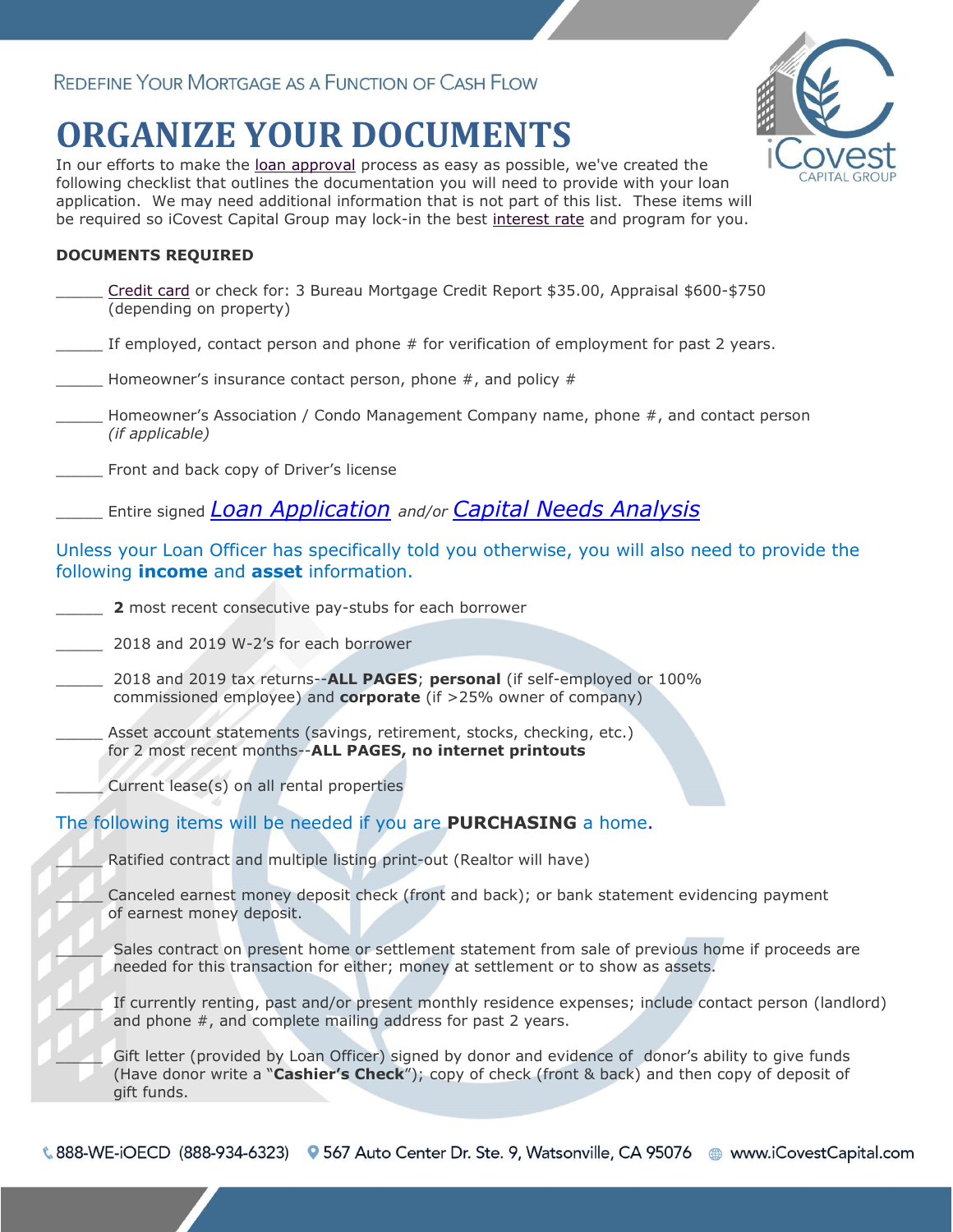REDEFINE YOUR MORTGAGE AS A FUNCTION OF CASH FLOW

# ORGANIZE YOUR DOCUMENTS

In our efforts to make the loan approval process as easy as possible, we've created the following checklist that outlines the documentation you will need to provide with your loan application. We may need additional information that is not part of this list. These items will be required so iCovest Capital Group may lock-in the best interest rate and program for you.

**DOCUMENTS REQUIRED**

_____ Credit card or check for: 3 Bureau Mortgage Credit Report $35.00, Appraisal $600-$750 (depending on property)

_____ If employed, contact person and phone # for verification of employment for past 2 years.

_____ Homeowner's insurance contact person, phone #, and policy #

_____ Homeowner's Association / Condo Management Company name, phone #, and contact person *(if applicable)*

_____ Front and back copy of Driver's license

_____ Entire signed *Loan Application* *and/or* *Capital Needs Analysis*

Unless your Loan Officer has specifically told you otherwise, you will also need to provide the following **income** and **asset** information.

_____ **2** most recent consecutive pay-stubs for each borrower

_____ 2018 and 2019 W-2's for each borrower

_____ 2018 and 2019 tax returns--**ALL PAGES**; **personal** (if self-employed or 100% commissioned employee) and **corporate** (if >25% owner of company)

_____ Asset account statements (savings, retirement, stocks, checking, etc.) for 2 most recent months--**ALL PAGES, no internet printouts**

_____ Current lease(s) on all rental properties

The following items will be needed if you are **PURCHASING** a home.

_____ Ratified contract and multiple listing print-out (Realtor will have)

_____ Canceled earnest money deposit check (front and back); or bank statement evidencing payment of earnest money deposit.

_____ Sales contract on present home or settlement statement from sale of previous home if proceeds are needed for this transaction for either; money at settlement or to show as assets.

_____ If currently renting, past and/or present monthly residence expenses; include contact person (landlord) and phone #, and complete mailing address for past 2 years.

_____ Gift letter (provided by Loan Officer) signed by donor and evidence of donor's ability to give funds (Have donor write a "**Cashier's Check**"); copy of check (front & back) and then copy of deposit of gift funds.

888-WE-iOECD (888-934-6323) | 567 Auto Center Dr. Ste. 9, Watsonville, CA 95076 | www.iCovestCapital.com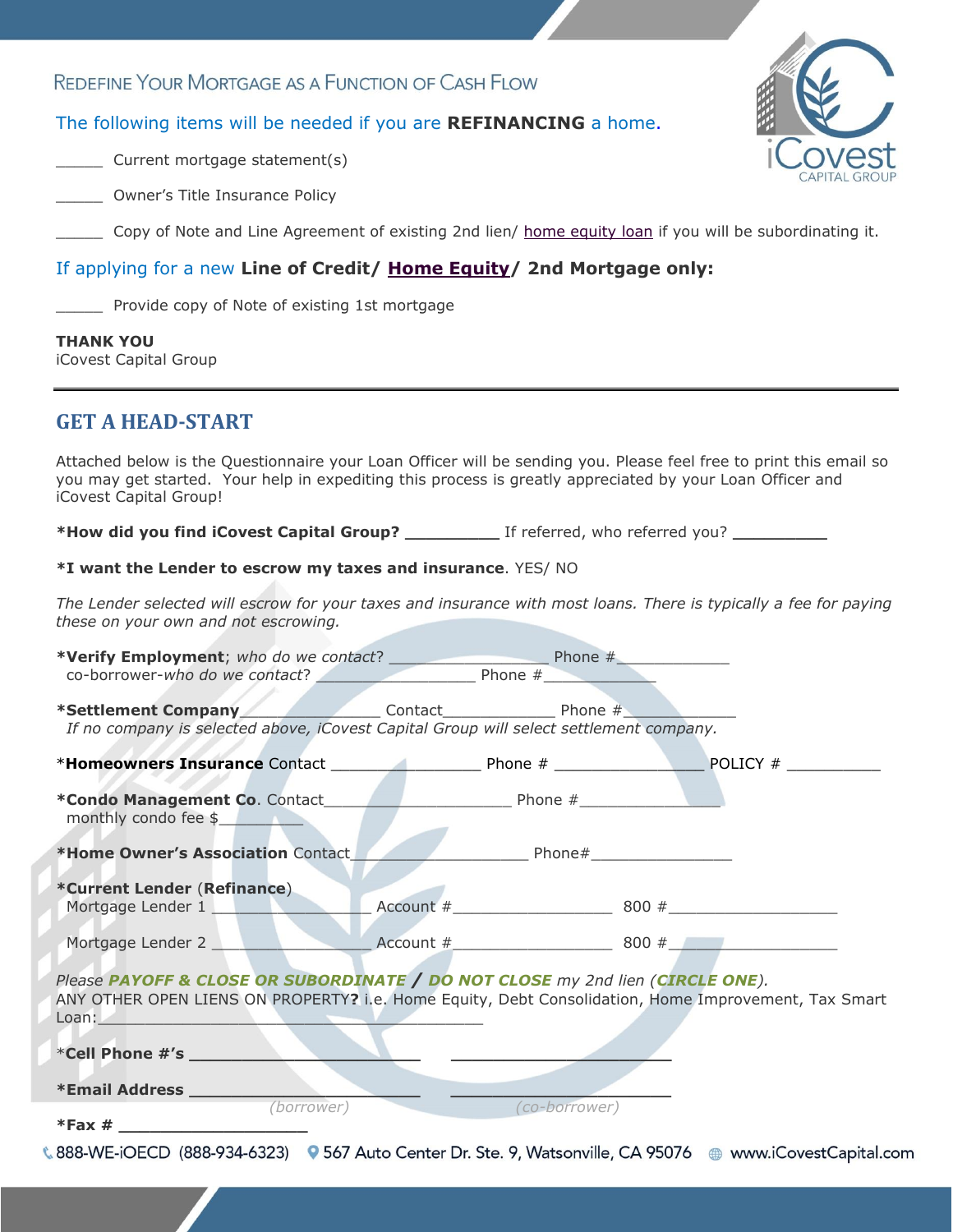## REDEFINE YOUR MORTGAGE AS A FUNCTION OF CASH FLOW

The following items will be needed if you are **REFINANCING** a home.

_____ Current mortgage statement(s)

_____ Owner's Title Insurance Policy

_____ Copy of Note and Line Agreement of existing 2nd lien/ home equity loan if you will be subordinating it.

If applying for a new **Line of Credit/ Home Equity/ 2nd Mortgage only:**

_____ Provide copy of Note of existing 1st mortgage

**THANK YOU**
iCovest Capital Group

---

## GET A HEAD-START

Attached below is the Questionnaire your Loan Officer will be sending you. Please feel free to print this email so you may get started. Your help in expediting this process is greatly appreciated by your Loan Officer and iCovest Capital Group!

***How did you find iCovest Capital Group? __________** If referred, who referred you? **__________**

***I want the Lender to escrow my taxes and insurance**. YES/ NO

*The Lender selected will escrow for your taxes and insurance with most loans. There is typically a fee for paying these on your own and not escrowing.*

***Verify Employment**; *who do we contact?* _________________ Phone #____________
co-borrower-*who do we contact?* _________________ Phone #____________

***Settlement Company**_______________ Contact____________ Phone #____________
*If no company is selected above, iCovest Capital Group will select settlement company.*

*​**Homeowners Insurance** Contact ________________ Phone # ________________ POLICY # __________

***Condo Management Co**. Contact____________________ Phone #_______________
monthly condo fee $_________

***Home Owner's Association** Contact__________________ Phone#_______________

***Current Lender** (**Refinance**)
Mortgage Lender 1 _________________ Account #_________________ 800 #__________________

Mortgage Lender 2 _________________ Account #_________________ 800 #__________________

*Please **PAYOFF & CLOSE OR SUBORDINATE** / **DO NOT CLOSE** my 2nd lien (**CIRCLE ONE**).*
ANY OTHER OPEN LIENS ON PROPERTY**?** i.e. Home Equity, Debt Consolidation, Home Improvement, Tax Smart Loan:___________________________________________

*​**Cell Phone #'s** _________________________ _________________________

***Email Address** _________________________ _________________________
*(borrower)* *(co-borrower)*

***Fax #** ____________________

888-WE-iOECD (888-934-6323) 567 Auto Center Dr. Ste. 9, Watsonville, CA 95076 www.iCovestCapital.com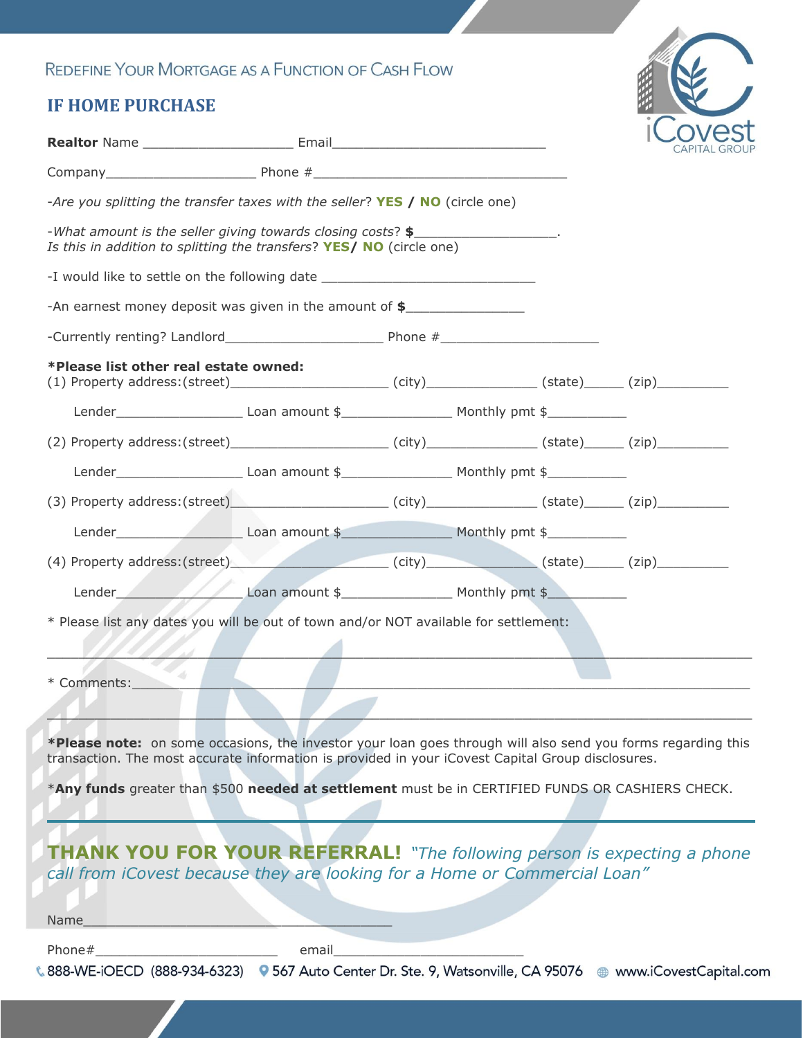REDEFINE YOUR MORTGAGE AS A FUNCTION OF CASH FLOW

## IF HOME PURCHASE

**Realtor** Name ____________________ Email ____________________________

Company____________________ Phone #__________________________________

*-Are you splitting the transfer taxes with the seller?* **YES / NO** (circle one)

*-What amount is the seller giving towards closing costs?* **$**__________________.
*Is this in addition to splitting the transfers?* **YES/ NO** (circle one)

-I would like to settle on the following date ____________________________

-An earnest money deposit was given in the amount of **$**_______________

-Currently renting? Landlord_____________________ Phone #_____________________

**\*Please list other real estate owned:**

(1) Property address:(street)_____________________ (city)_______________ (state)_____ (zip)_________

Lender_________________ Loan amount $_______________ Monthly pmt $___________

(2) Property address:(street)_____________________ (city)_______________ (state)_____ (zip)_________

Lender_________________ Loan amount $_______________ Monthly pmt $___________

(3) Property address:(street)_____________________ (city)_______________ (state)_____ (zip)_________

Lender_________________ Loan amount $_______________ Monthly pmt $___________

(4) Property address:(street)_____________________ (city)_______________ (state)_____ (zip)_________

Lender_________________ Loan amount $_______________ Monthly pmt $___________

\* Please list any dates you will be out of town and/or NOT available for settlement:

______________________________________________________________________________

\* Comments:___________________________________________________________________

______________________________________________________________________________

**\*Please note:** on some occasions, the investor your loan goes through will also send you forms regarding this transaction. The most accurate information is provided in your iCovest Capital Group disclosures.

\***Any funds** greater than $500 **needed at settlement** must be in CERTIFIED FUNDS OR CASHIERS CHECK.

---

**THANK YOU FOR YOUR REFERRAL!** *"The following person is expecting a phone call from iCovest because they are looking for a Home or Commercial Loan"*

Name__________________________________________

Phone#________________________ email__________________________

888-WE-iOECD (888-934-6323) 567 Auto Center Dr. Ste. 9, Watsonville, CA 95076 www.iCovestCapital.com